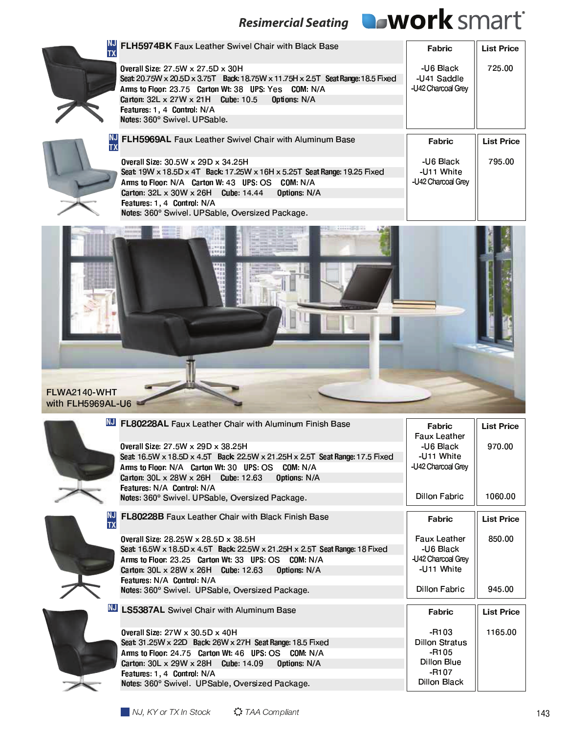# Resimercial Seating

**work smart**

## NJ TX FLH5974BK Faux Leather Swivel Chair with Black Base

**Overall Size:** 27.5W x 27.5D x 30H
**Seat:** 20.75W x 20.5D x 3.75T **Back:** 18.75W x 11.75H x 2.5T **Seat Range:** 18.5 Fixed
**Arms to Floor:** 23.75 **Carton Wt:** 38 **UPS:** Yes **COM:** N/A
**Carton:** 32L x 27W x 21H **Cube:** 10.5 **Options:** N/A
**Features:** 1, 4 **Control:** N/A
**Notes:** 360° Swivel. UPSable.

| Fabric | List Price |
|---|---|
| -U6 Black<br>-U41 Saddle<br>-U42 Charcoal Grey | 725.00 |

## NJ TX FLH5969AL Faux Leather Swivel Chair with Aluminum Base

**Overall Size:** 30.5W x 29D x 34.25H
**Seat:** 19W x 18.5D x 4T **Back:** 17.25W x 16H x 5.25T **Seat Range:** 19.25 Fixed
**Arms to Floor:** N/A **Carton W:** 43 **UPS:** OS **COM:** N/A
**Carton:** 32L x 30W x 26H **Cube:** 14.44 **Options:** N/A
**Features:** 1, 4 **Control:** N/A
**Notes:** 360° Swivel. UPSable, Oversized Package.

| Fabric | List Price |
|---|---|
| -U6 Black<br>-U11 White<br>-U42 Charcoal Grey | 795.00 |

FLWA2140-WHT with FLH5969AL-U6

## NJ FL80228AL Faux Leather Chair with Aluminum Finish Base

**Overall Size:** 27.5W x 29D x 38.25H
**Seat:** 16.5W x 18.5D x 4.5T **Back:** 22.5W x 21.25H x 2.5T **Seat Range:** 17.5 Fixed
**Arms to Floor:** N/A **Carton Wt:** 30 **UPS:** OS **COM:** N/A
**Carton:** 30L x 28W x 26H **Cube:** 12.63 **Options:** N/A
**Features:** N/A **Control:** N/A
**Notes:** 360° Swivel. UPSable, Oversized Package.

| Fabric | List Price |
|---|---|
| Faux Leather<br>-U6 Black<br>-U11 White<br>-U42 Charcoal Grey | 970.00 |
| Dillon Fabric | 1060.00 |

## NJ TX FL80228B Faux Leather Chair with Black Finish Base

**Overall Size:** 28.25W x 28.5D x 38.5H
**Seat:** 16.5W x 18.5D x 4.5T **Back:** 22.5W x 21.25H x 2.5T **Seat Range:** 18 Fixed
**Arms to Floor:** 23.25 **Carton Wt:** 33 **UPS:** OS **COM:** N/A
**Carton:** 30L x 28W x 26H **Cube:** 12.63 **Options:** N/A
**Features:** N/A **Control:** N/A
**Notes:** 360° Swivel. UPSable, Oversized Package.

| Fabric | List Price |
|---|---|
| Faux Leather<br>-U6 Black<br>-U42 Charcoal Grey<br>-U11 White | 850.00 |
| Dillon Fabric | 945.00 |

## NJ LS5387AL Swivel Chair with Aluminum Base

**Overall Size:** 27W x 30.5D x 40H
**Seat:** 31.25W x 22D **Back:** 26W x 27H **Seat Range:** 18.5 Fixed
**Arms to Floor:** 24.75 **Carton Wt:** 46 **UPS:** OS **COM:** N/A
**Carton:** 30L x 29W x 28H **Cube:** 14.09 **Options:** N/A
**Features:** 1, 4 **Control:** N/A
**Notes:** 360° Swivel. UPSable, Oversized Package.

| Fabric | List Price |
|---|---|
| -R103<br>Dillon Stratus<br>-R105<br>Dillon Blue<br>-R107<br>Dillon Black | 1165.00 |

*NJ, KY or TX In Stock* ☼ *TAA Compliant*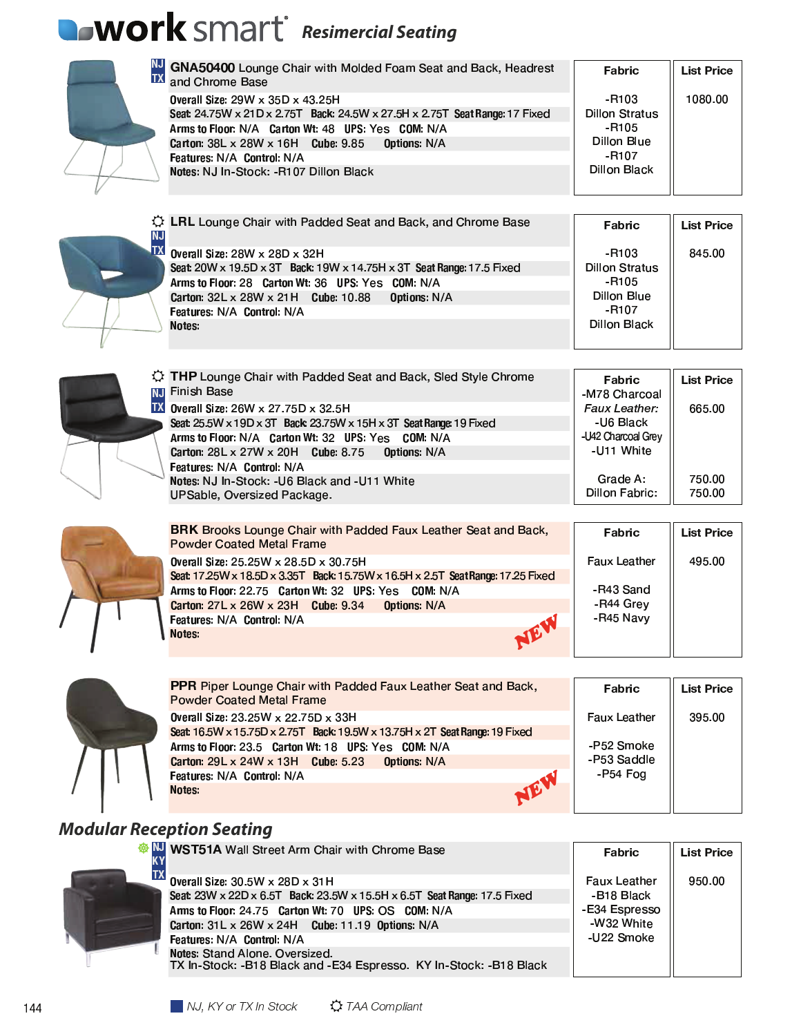# work smart *Resimercial Seating*

NJ TX **GNA50400** Lounge Chair with Molded Foam Seat and Back, Headrest and Chrome Base

Overall Size: 29W x 35D x 43.25H
Seat: 24.75W x 21D x 2.75T  Back: 24.5W x 27.5H x 2.75T  Seat Range: 17 Fixed
Arms to Floor: N/A  Carton Wt: 48  UPS: Yes  COM: N/A
Carton: 38L x 28W x 16H  Cube: 9.85  Options: N/A
Features: N/A  Control: N/A
Notes: NJ In-Stock: -R107 Dillon Black

| Fabric | List Price |
|---|---|
| -R103 Dillon Stratus<br>-R105 Dillon Blue<br>-R107 Dillon Black | 1080.00 |

TAA Compliant, NJ TX **LRL** Lounge Chair with Padded Seat and Back, and Chrome Base

Overall Size: 28W x 28D x 32H
Seat: 20W x 19.5D x 3T  Back: 19W x 14.75H x 3T  Seat Range: 17.5 Fixed
Arms to Floor: 28  Carton Wt: 36  UPS: Yes  COM: N/A
Carton: 32L x 28W x 21H  Cube: 10.88  Options: N/A
Features: N/A  Control: N/A
Notes:

| Fabric | List Price |
|---|---|
| -R103 Dillon Stratus<br>-R105 Dillon Blue<br>-R107 Dillon Black | 845.00 |

TAA Compliant, NJ TX **THP** Lounge Chair with Padded Seat and Back, Sled Style Chrome Finish Base

Overall Size: 26W x 27.75D x 32.5H
Seat: 25.5W x 19D x 3T  Back: 23.75W x 15H x 3T  Seat Range: 19 Fixed
Arms to Floor: N/A  Carton Wt: 32  UPS: Yes  COM: N/A
Carton: 28L x 27W x 20H  Cube: 8.75  Options: N/A
Features: N/A  Control: N/A
Notes: NJ In-Stock: -U6 Black and -U11 White
UPSable, Oversized Package.

| Fabric | List Price |
|---|---|
| -M78 Charcoal<br>*Faux Leather:*<br>-U6 Black<br>-U42 Charcoal Grey<br>-U11 White | 665.00 |
| Grade A: | 750.00 |
| Dillon Fabric: | 750.00 |

**BRK** Brooks Lounge Chair with Padded Faux Leather Seat and Back, Powder Coated Metal Frame

Overall Size: 25.25W x 28.5D x 30.75H
Seat: 17.25W x 18.5D x 3.35T  Back: 15.75W x 16.5H x 2.5T  Seat Range: 17.25 Fixed
Arms to Floor: 22.75  Carton Wt: 32  UPS: Yes  COM: N/A
Carton: 27L x 26W x 23H  Cube: 9.34  Options: N/A
Features: N/A  Control: N/A
Notes:

NEW

| Fabric | List Price |
|---|---|
| Faux Leather<br>-R43 Sand<br>-R44 Grey<br>-R45 Navy | 495.00 |

**PPR** Piper Lounge Chair with Padded Faux Leather Seat and Back, Powder Coated Metal Frame

Overall Size: 23.25W x 22.75D x 33H
Seat: 16.5W x 15.75D x 2.75T  Back: 19.5W x 13.75H x 2T  Seat Range: 19 Fixed
Arms to Floor: 23.5  Carton Wt: 18  UPS: Yes  COM: N/A
Carton: 29L x 24W x 13H  Cube: 5.23  Options: N/A
Features: N/A  Control: N/A
Notes:

NEW

| Fabric | List Price |
|---|---|
| Faux Leather<br>-P52 Smoke<br>-P53 Saddle<br>-P54 Fog | 395.00 |

## *Modular Reception Seating*

NJ KY TX **WST51A** Wall Street Arm Chair with Chrome Base

Overall Size: 30.5W x 28D x 31H
Seat: 23W x 22D x 6.5T  Back: 23.5W x 15.5H x 6.5T  Seat Range: 17.5 Fixed
Arms to Floor: 24.75  Carton Wt: 70  UPS: OS  COM: N/A
Carton: 31L x 26W x 24H  Cube: 11.19  Options: N/A
Features: N/A  Control: N/A
Notes: Stand Alone. Oversized.
TX In-Stock: -B18 Black and -E34 Espresso. KY In-Stock: -B18 Black

| Fabric | List Price |
|---|---|
| Faux Leather<br>-B18 Black<br>-E34 Espresso<br>-W32 White<br>-U22 Smoke | 950.00 |

NJ, KY or TX In Stock  TAA Compliant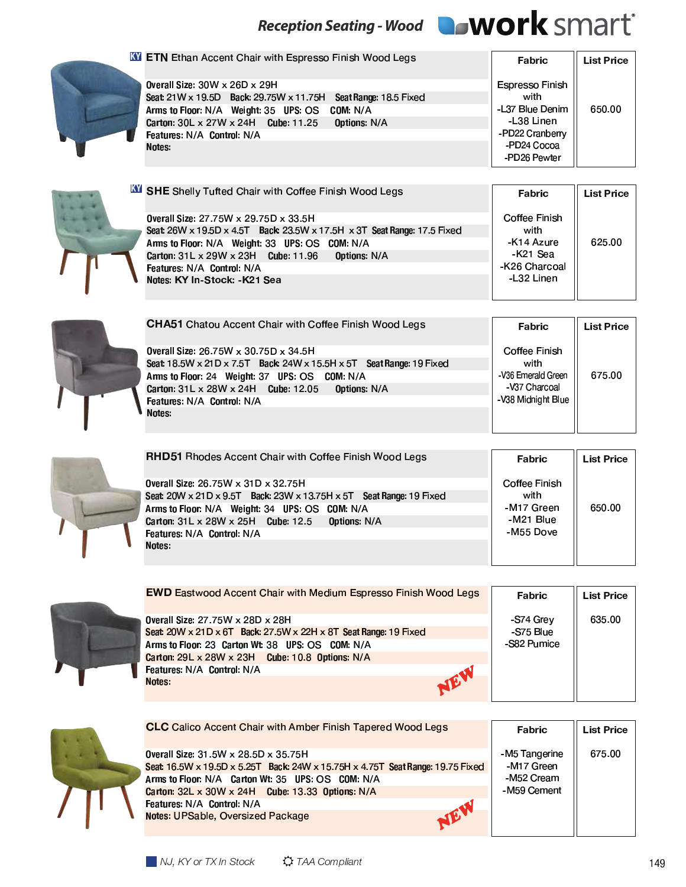## Reception Seating - Wood

**work smart**

### KY **ETN** Ethan Accent Chair with Espresso Finish Wood Legs

**Overall Size:** 30W x 26D x 29H
**Seat:** 21W x 19.5D **Back:** 29.75W x 11.75H **Seat Range:** 18.5 Fixed
**Arms to Floor:** N/A **Weight:** 35 **UPS:** OS **COM:** N/A
**Carton:** 30L x 27W x 24H **Cube:** 11.25 **Options:** N/A
**Features:** N/A **Control:** N/A
**Notes:**

| Fabric | List Price |
|---|---|
| Espresso Finish with -L37 Blue Denim -L38 Linen -PD22 Cranberry -PD24 Cocoa -PD26 Pewter | 650.00 |

### KY **SHE** Shelly Tufted Chair with Coffee Finish Wood Legs

**Overall Size:** 27.75W x 29.75D x 33.5H
**Seat:** 26W x 19.5D x 4.5T **Back:** 23.5W x 17.5H x 3T **Seat Range:** 17.5 Fixed
**Arms to Floor:** N/A **Weight:** 33 **UPS:** OS **COM:** N/A
**Carton:** 31L x 29W x 23H **Cube:** 11.96 **Options:** N/A
**Features:** N/A **Control:** N/A
**Notes:** **KY In-Stock: -K21 Sea**

| Fabric | List Price |
|---|---|
| Coffee Finish with -K14 Azure -K21 Sea -K26 Charcoal -L32 Linen | 625.00 |

### **CHA51** Chatou Accent Chair with Coffee Finish Wood Legs

**Overall Size:** 26.75W x 30.75D x 34.5H
**Seat:** 18.5W x 21D x 7.5T **Back:** 24W x 15.5H x 5T **Seat Range:** 19 Fixed
**Arms to Floor:** 24 **Weight:** 37 **UPS:** OS **COM:** N/A
**Carton:** 31L x 28W x 24H **Cube:** 12.05 **Options:** N/A
**Features:** N/A **Control:** N/A
**Notes:**

| Fabric | List Price |
|---|---|
| Coffee Finish with -V36 Emerald Green -V37 Charcoal -V38 Midnight Blue | 675.00 |

### **RHD51** Rhodes Accent Chair with Coffee Finish Wood Legs

**Overall Size:** 26.75W x 31D x 32.75H
**Seat:** 20W x 21D x 9.5T **Back:** 23W x 13.75H x 5T **Seat Range:** 19 Fixed
**Arms to Floor:** N/A **Weight:** 34 **UPS:** OS **COM:** N/A
**Carton:** 31L x 28W x 25H **Cube:** 12.5 **Options:** N/A
**Features:** N/A **Control:** N/A
**Notes:**

| Fabric | List Price |
|---|---|
| Coffee Finish with -M17 Green -M21 Blue -M55 Dove | 650.00 |

### **EWD** Eastwood Accent Chair with Medium Espresso Finish Wood Legs

**Overall Size:** 27.75W x 28D x 28H
**Seat:** 20W x 21D x 6T **Back:** 27.5W x 22H x 8T **Seat Range:** 19 Fixed
**Arms to Floor:** 23 **Carton Wt:** 38 **UPS:** OS **COM:** N/A
**Carton:** 29L x 28W x 23H **Cube:** 10.8 **Options:** N/A
**Features:** N/A **Control:** N/A
**Notes:**

NEW

| Fabric | List Price |
|---|---|
| -S74 Grey -S75 Blue -S82 Pumice | 635.00 |

### **CLC** Calico Accent Chair with Amber Finish Tapered Wood Legs

**Overall Size:** 31.5W x 28.5D x 35.75H
**Seat:** 16.5W x 19.5D x 5.25T **Back:** 24W x 15.75H x 4.75T **Seat Range:** 19.75 Fixed
**Arms to Floor:** N/A **Carton Wt:** 35 **UPS:** OS **COM:** N/A
**Carton:** 32L x 30W x 24H **Cube:** 13.33 **Options:** N/A
**Features:** N/A **Control:** N/A
**Notes:** UPSable, Oversized Package

NEW

| Fabric | List Price |
|---|---|
| -M5 Tangerine -M17 Green -M52 Cream -M59 Cement | 675.00 |

*NJ, KY or TX In Stock* *TAA Compliant*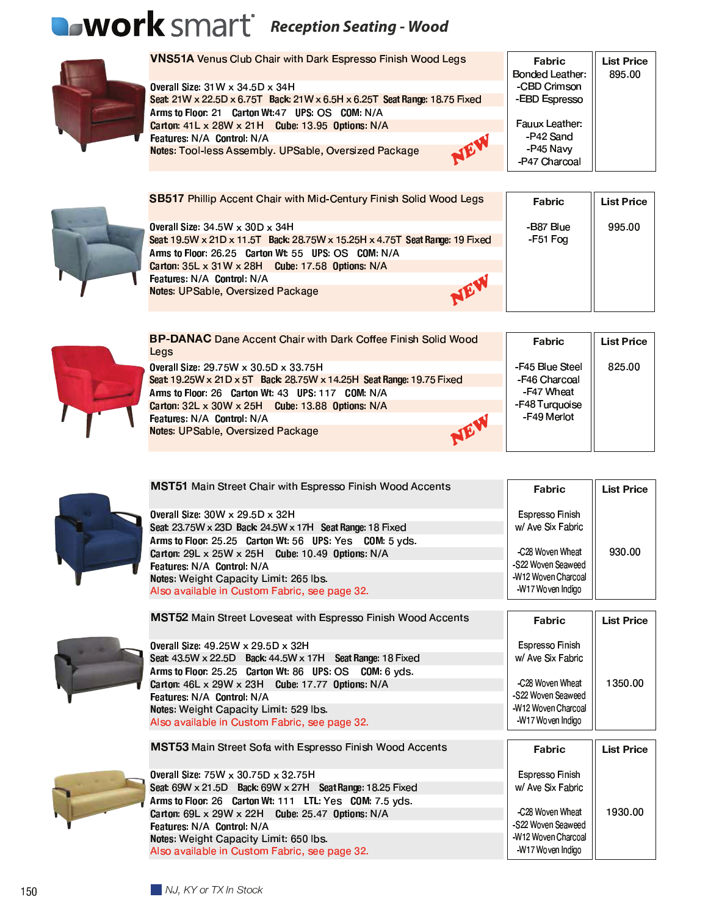# work smart *Reception Seating - Wood*

## VNS51A Venus Club Chair with Dark Espresso Finish Wood Legs

Overall Size: 31W x 34.5D x 34H
Seat: 21W x 22.5D x 6.75T Back: 21W x 6.5H x 6.25T Seat Range: 18.75 Fixed
Arms to Floor: 21 Carton Wt:47 UPS: OS COM: N/A
Carton: 41L x 28W x 21H Cube: 13.95 Options: N/A
Features: N/A Control: N/A
Notes: Tool-less Assembly. UPSable, Oversized Package

NEW

| Fabric | List Price |
|---|---|
| Bonded Leather: -CBD Crimson -EBD Espresso<br>Fauux Leather: -P42 Sand -P45 Navy -P47 Charcoal | 895.00 |

## SB517 Phillip Accent Chair with Mid-Century Finish Solid Wood Legs

Overall Size: 34.5W x 30D x 34H
Seat: 19.5W x 21D x 11.5T Back: 28.75W x 15.25H x 4.75T Seat Range: 19 Fixed
Arms to Floor: 26.25 Carton Wt: 55 UPS: OS COM: N/A
Carton: 35L x 31W x 28H Cube: 17.58 Options: N/A
Features: N/A Control: N/A
Notes: UPSable, Oversized Package

NEW

| Fabric | List Price |
|---|---|
| -B87 Blue<br>-F51 Fog | 995.00 |

## BP-DANAC Dane Accent Chair with Dark Coffee Finish Solid Wood Legs

Overall Size: 29.75W x 30.5D x 33.75H
Seat: 19.25W x 21D x 5T Back: 28.75W x 14.25H Seat Range: 19.75 Fixed
Arms to Floor: 26 Carton Wt: 43 UPS: 117 COM: N/A
Carton: 32L x 30W x 25H Cube: 13.88 Options: N/A
Features: N/A Control: N/A
Notes: UPSable, Oversized Package

NEW

| Fabric | List Price |
|---|---|
| -F45 Blue Steel<br>-F46 Charcoal<br>-F47 Wheat<br>-F48 Turquoise<br>-F49 Merlot | 825.00 |

## MST51 Main Street Chair with Espresso Finish Wood Accents

Overall Size: 30W x 29.5D x 32H
Seat: 23.75W x 23D Back: 24.5W x 17H Seat Range: 18 Fixed
Arms to Floor: 25.25 Carton Wt: 56 UPS: Yes COM: 5 yds.
Carton: 29L x 25W x 25H Cube: 10.49 Options: N/A
Features: N/A Control: N/A
Notes: Weight Capacity Limit: 265 lbs.
Also available in Custom Fabric, see page 32.

| Fabric | List Price |
|---|---|
| Espresso Finish w/ Ave Six Fabric<br>-C28 Woven Wheat<br>-S22 Woven Seaweed<br>-W12 Woven Charcoal<br>-W17 Woven Indigo | 930.00 |

## MST52 Main Street Loveseat with Espresso Finish Wood Accents

Overall Size: 49.25W x 29.5D x 32H
Seat: 43.5W x 22.5D Back: 44.5W x 17H Seat Range: 18 Fixed
Arms to Floor: 25.25 Carton Wt: 86 UPS: OS COM: 6 yds.
Carton: 46L x 29W x 23H Cube: 17.77 Options: N/A
Features: N/A Control: N/A
Notes: Weight Capacity Limit: 529 lbs.
Also available in Custom Fabric, see page 32.

| Fabric | List Price |
|---|---|
| Espresso Finish w/ Ave Six Fabric<br>-C28 Woven Wheat<br>-S22 Woven Seaweed<br>-W12 Woven Charcoal<br>-W17 Woven Indigo | 1350.00 |

## MST53 Main Street Sofa with Espresso Finish Wood Accents

Overall Size: 75W x 30.75D x 32.75H
Seat: 69W x 21.5D Back: 69W x 27H Seat Range: 18.25 Fixed
Arms to Floor: 26 Carton Wt: 111 LTL: Yes COM: 7.5 yds.
Carton: 69L x 29W x 22H Cube: 25.47 Options: N/A
Features: N/A Control: N/A
Notes: Weight Capacity Limit: 650 lbs.
Also available in Custom Fabric, see page 32.

| Fabric | List Price |
|---|---|
| Espresso Finish w/ Ave Six Fabric<br>-C28 Woven Wheat<br>-S22 Woven Seaweed<br>-W12 Woven Charcoal<br>-W17 Woven Indigo | 1930.00 |

*NJ, KY or TX In Stock*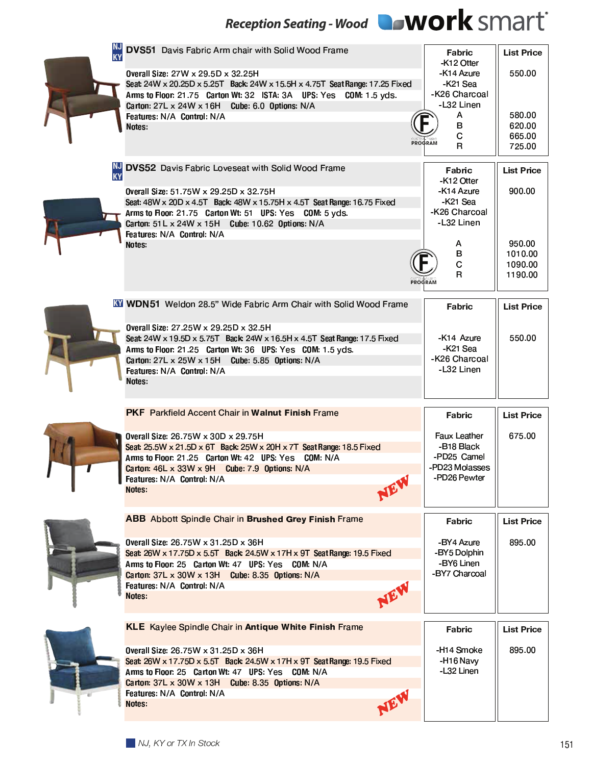# Reception Seating - Wood

**work smart**

## DVS51 Davis Fabric Arm chair with Solid Wood Frame

NJ KY

**Overall Size:** 27W x 29.5D x 32.25H
**Seat:** 24W x 20.25D x 5.25T **Back:** 24W x 15.5H x 4.75T **Seat Range:** 17.25 Fixed
**Arms to Floor:** 21.75 **Carton Wt:** 32 **ISTA:** 3A **UPS:** Yes **COM:** 1.5 yds.
**Carton:** 27L x 24W x 16H **Cube:** 6.0 **Options:** N/A
**Features:** N/A **Control:** N/A
**Notes:**

| Fabric | List Price |
|---|---|
| -K12 Otter<br>-K14 Azure<br>-K21 Sea<br>-K26 Charcoal<br>-L32 Linen | 550.00 |
| A | 580.00 |
| B | 620.00 |
| C | 665.00 |
| R | 725.00 |

CUSTOM FABRIC PROGRAM

## DVS52 Davis Fabric Loveseat with Solid Wood Frame

NJ KY

**Overall Size:** 51.75W x 29.25D x 32.75H
**Seat:** 48W x 20D x 4.5T **Back:** 48W x 15.75H x 4.5T **Seat Range:** 16.75 Fixed
**Arms to Floor:** 21.75 **Carton Wt:** 51 **UPS:** Yes **COM:** 5 yds.
**Carton:** 51L x 24W x 15H **Cube:** 10.62 **Options:** N/A
**Features:** N/A **Control:** N/A
**Notes:**

| Fabric | List Price |
|---|---|
| -K12 Otter<br>-K14 Azure<br>-K21 Sea<br>-K26 Charcoal<br>-L32 Linen | 900.00 |
| A | 950.00 |
| B | 1010.00 |
| C | 1090.00 |
| R | 1190.00 |

CUSTOM FABRIC PROGRAM

## WDN51 Weldon 28.5" Wide Fabric Arm Chair with Solid Wood Frame

KY

**Overall Size:** 27.25W x 29.25D x 32.5H
**Seat:** 24W x 19.5D x 5.75T **Back:** 24W x 16.5H x 4.5T **Seat Range:** 17.5 Fixed
**Arms to Floor:** 21.25 **Carton Wt:** 36 **UPS:** Yes **COM:** 1.5 yds.
**Carton:** 27L x 25W x 15H **Cube:** 5.85 **Options:** N/A
**Features:** N/A **Control:** N/A
**Notes:**

| Fabric | List Price |
|---|---|
| -K14 Azure<br>-K21 Sea<br>-K26 Charcoal<br>-L32 Linen | 550.00 |

## PKF Parkfield Accent Chair in **Walnut Finish** Frame

**Overall Size:** 26.75W x 30D x 29.75H
**Seat:** 25.5W x 21.5D x 6T **Back:** 25W x 20H x 7T **Seat Range:** 18.5 Fixed
**Arms to Floor:** 21.25 **Carton Wt:** 42 **UPS:** Yes **COM:** N/A
**Carton:** 46L x 33W x 9H **Cube:** 7.9 **Options:** N/A
**Features:** N/A **Control:** N/A
**Notes:**

NEW

| Fabric | List Price |
|---|---|
| Faux Leather<br>-B18 Black<br>-PD25 Camel<br>-PD23 Molasses<br>-PD26 Pewter | 675.00 |

## ABB Abbott Spindle Chair in **Brushed Grey Finish** Frame

**Overall Size:** 26.75W x 31.25D x 36H
**Seat:** 26W x 17.75D x 5.5T **Back:** 24.5W x 17H x 9T **Seat Range:** 19.5 Fixed
**Arms to Floor:** 25 **Carton Wt:** 47 **UPS:** Yes **COM:** N/A
**Carton:** 37L x 30W x 13H **Cube:** 8.35 **Options:** N/A
**Features:** N/A **Control:** N/A
**Notes:**

NEW

| Fabric | List Price |
|---|---|
| -BY4 Azure<br>-BY5 Dolphin<br>-BY6 Linen<br>-BY7 Charcoal | 895.00 |

## KLE Kaylee Spindle Chair in **Antique White Finish** Frame

**Overall Size:** 26.75W x 31.25D x 36H
**Seat:** 26W x 17.75D x 5.5T **Back:** 24.5W x 17H x 9T **Seat Range:** 19.5 Fixed
**Arms to Floor:** 25 **Carton Wt:** 47 **UPS:** Yes **COM:** N/A
**Carton:** 37L x 30W x 13H **Cube:** 8.35 **Options:** N/A
**Features:** N/A **Control:** N/A
**Notes:**

NEW

| Fabric | List Price |
|---|---|
| -H14 Smoke<br>-H16 Navy<br>-L32 Linen | 895.00 |

*NJ, KY or TX In Stock*